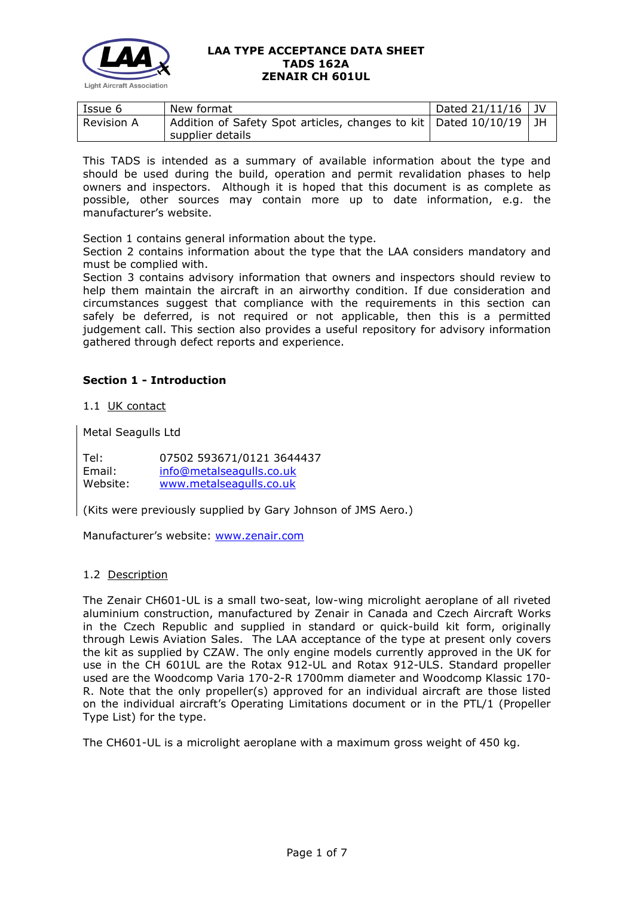# LAA TYPE ACCEPTANCE DATA SHEET
## TADS 162A
## ZENAIR CH 601UL

| Issue 6 | New format | Dated 21/11/16 | JV |
|---|---|---|---|
| Revision A | Addition of Safety Spot articles, changes to kit supplier details | Dated 10/10/19 | JH |

This TADS is intended as a summary of available information about the type and should be used during the build, operation and permit revalidation phases to help owners and inspectors. Although it is hoped that this document is as complete as possible, other sources may contain more up to date information, e.g. the manufacturer's website.

Section 1 contains general information about the type.
Section 2 contains information about the type that the LAA considers mandatory and must be complied with.
Section 3 contains advisory information that owners and inspectors should review to help them maintain the aircraft in an airworthy condition. If due consideration and circumstances suggest that compliance with the requirements in this section can safely be deferred, is not required or not applicable, then this is a permitted judgement call. This section also provides a useful repository for advisory information gathered through defect reports and experience.

## Section 1 - Introduction

1.1 UK contact

Metal Seagulls Ltd

Tel: 07502 593671/0121 3644437
Email: info@metalseagulls.co.uk
Website: www.metalseagulls.co.uk

(Kits were previously supplied by Gary Johnson of JMS Aero.)

Manufacturer's website: www.zenair.com

1.2 Description

The Zenair CH601-UL is a small two-seat, low-wing microlight aeroplane of all riveted aluminium construction, manufactured by Zenair in Canada and Czech Aircraft Works in the Czech Republic and supplied in standard or quick-build kit form, originally through Lewis Aviation Sales. The LAA acceptance of the type at present only covers the kit as supplied by CZAW. The only engine models currently approved in the UK for use in the CH 601UL are the Rotax 912-UL and Rotax 912-ULS. Standard propeller used are the Woodcomp Varia 170-2-R 1700mm diameter and Woodcomp Klassic 170-R. Note that the only propeller(s) approved for an individual aircraft are those listed on the individual aircraft's Operating Limitations document or in the PTL/1 (Propeller Type List) for the type.

The CH601-UL is a microlight aeroplane with a maximum gross weight of 450 kg.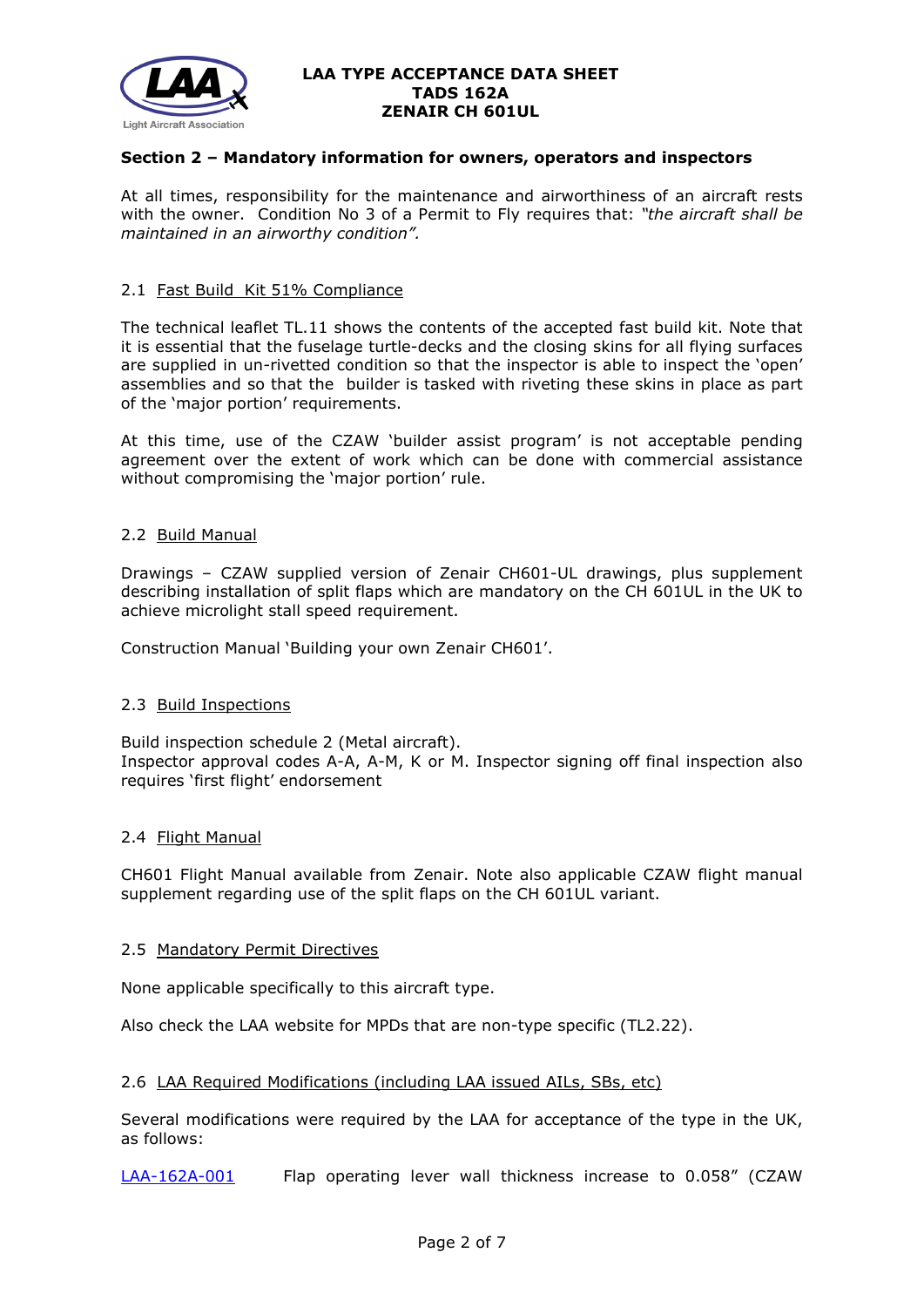## Section 2 – Mandatory information for owners, operators and inspectors

At all times, responsibility for the maintenance and airworthiness of an aircraft rests with the owner. Condition No 3 of a Permit to Fly requires that: *"the aircraft shall be maintained in an airworthy condition".*

### 2.1 Fast Build Kit 51% Compliance

The technical leaflet TL.11 shows the contents of the accepted fast build kit. Note that it is essential that the fuselage turtle-decks and the closing skins for all flying surfaces are supplied in un-rivetted condition so that the inspector is able to inspect the 'open' assemblies and so that the builder is tasked with riveting these skins in place as part of the 'major portion' requirements.

At this time, use of the CZAW 'builder assist program' is not acceptable pending agreement over the extent of work which can be done with commercial assistance without compromising the 'major portion' rule.

### 2.2 Build Manual

Drawings – CZAW supplied version of Zenair CH601-UL drawings, plus supplement describing installation of split flaps which are mandatory on the CH 601UL in the UK to achieve microlight stall speed requirement.

Construction Manual 'Building your own Zenair CH601'.

### 2.3 Build Inspections

Build inspection schedule 2 (Metal aircraft).
Inspector approval codes A-A, A-M, K or M. Inspector signing off final inspection also requires 'first flight' endorsement

### 2.4 Flight Manual

CH601 Flight Manual available from Zenair. Note also applicable CZAW flight manual supplement regarding use of the split flaps on the CH 601UL variant.

### 2.5 Mandatory Permit Directives

None applicable specifically to this aircraft type.

Also check the LAA website for MPDs that are non-type specific (TL2.22).

### 2.6 LAA Required Modifications (including LAA issued AILs, SBs, etc)

Several modifications were required by the LAA for acceptance of the type in the UK, as follows:

LAA-162A-001 Flap operating lever wall thickness increase to 0.058" (CZAW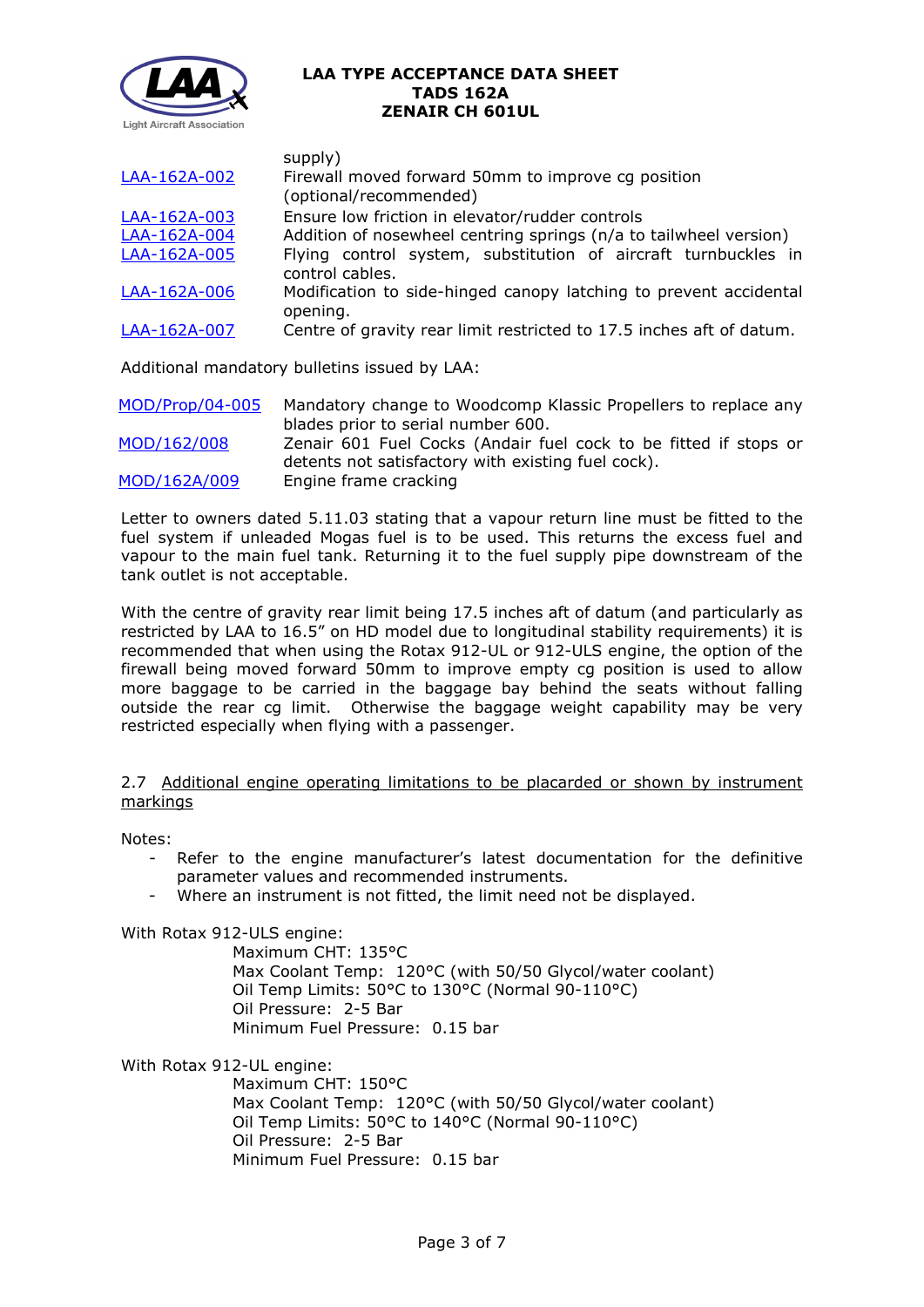| | |
|---|---|
| | supply) |
| LAA-162A-002 | Firewall moved forward 50mm to improve cg position (optional/recommended) |
| LAA-162A-003 | Ensure low friction in elevator/rudder controls |
| LAA-162A-004 | Addition of nosewheel centring springs (n/a to tailwheel version) |
| LAA-162A-005 | Flying control system, substitution of aircraft turnbuckles in control cables. |
| LAA-162A-006 | Modification to side-hinged canopy latching to prevent accidental opening. |
| LAA-162A-007 | Centre of gravity rear limit restricted to 17.5 inches aft of datum. |

Additional mandatory bulletins issued by LAA:

| | |
|---|---|
| MOD/Prop/04-005 | Mandatory change to Woodcomp Klassic Propellers to replace any blades prior to serial number 600. |
| MOD/162/008 | Zenair 601 Fuel Cocks (Andair fuel cock to be fitted if stops or detents not satisfactory with existing fuel cock). |
| MOD/162A/009 | Engine frame cracking |

Letter to owners dated 5.11.03 stating that a vapour return line must be fitted to the fuel system if unleaded Mogas fuel is to be used. This returns the excess fuel and vapour to the main fuel tank. Returning it to the fuel supply pipe downstream of the tank outlet is not acceptable.

With the centre of gravity rear limit being 17.5 inches aft of datum (and particularly as restricted by LAA to 16.5" on HD model due to longitudinal stability requirements) it is recommended that when using the Rotax 912-UL or 912-ULS engine, the option of the firewall being moved forward 50mm to improve empty cg position is used to allow more baggage to be carried in the baggage bay behind the seats without falling outside the rear cg limit. Otherwise the baggage weight capability may be very restricted especially when flying with a passenger.

2.7 Additional engine operating limitations to be placarded or shown by instrument markings

Notes:

- Refer to the engine manufacturer's latest documentation for the definitive parameter values and recommended instruments.
- Where an instrument is not fitted, the limit need not be displayed.

With Rotax 912-ULS engine:

Maximum CHT: 135°C
Max Coolant Temp: 120°C (with 50/50 Glycol/water coolant)
Oil Temp Limits: 50°C to 130°C (Normal 90-110°C)
Oil Pressure: 2-5 Bar
Minimum Fuel Pressure: 0.15 bar

With Rotax 912-UL engine:

Maximum CHT: 150°C
Max Coolant Temp: 120°C (with 50/50 Glycol/water coolant)
Oil Temp Limits: 50°C to 140°C (Normal 90-110°C)
Oil Pressure: 2-5 Bar
Minimum Fuel Pressure: 0.15 bar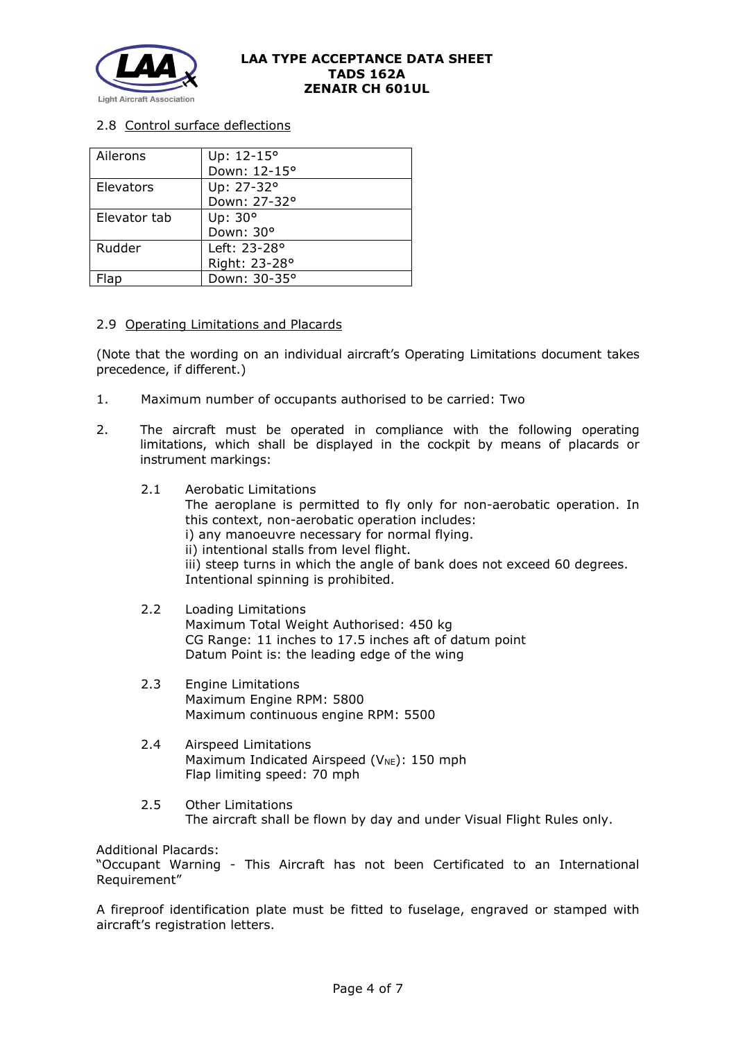### 2.8 Control surface deflections

| | |
|---|---|
| Ailerons | Up: 12-15°<br>Down: 12-15° |
| Elevators | Up: 27-32°<br>Down: 27-32° |
| Elevator tab | Up: 30°<br>Down: 30° |
| Rudder | Left: 23-28°<br>Right: 23-28° |
| Flap | Down: 30-35° |

### 2.9 Operating Limitations and Placards

(Note that the wording on an individual aircraft's Operating Limitations document takes precedence, if different.)

1. Maximum number of occupants authorised to be carried: Two

2. The aircraft must be operated in compliance with the following operating limitations, which shall be displayed in the cockpit by means of placards or instrument markings:

   2.1 Aerobatic Limitations
   The aeroplane is permitted to fly only for non-aerobatic operation. In this context, non-aerobatic operation includes:
   i) any manoeuvre necessary for normal flying.
   ii) intentional stalls from level flight.
   iii) steep turns in which the angle of bank does not exceed 60 degrees.
   Intentional spinning is prohibited.

   2.2 Loading Limitations
   Maximum Total Weight Authorised: 450 kg
   CG Range: 11 inches to 17.5 inches aft of datum point
   Datum Point is: the leading edge of the wing

   2.3 Engine Limitations
   Maximum Engine RPM: 5800
   Maximum continuous engine RPM: 5500

   2.4 Airspeed Limitations
   Maximum Indicated Airspeed ($V_{NE}$): 150 mph
   Flap limiting speed: 70 mph

   2.5 Other Limitations
   The aircraft shall be flown by day and under Visual Flight Rules only.

Additional Placards:
"Occupant Warning - This Aircraft has not been Certificated to an International Requirement"

A fireproof identification plate must be fitted to fuselage, engraved or stamped with aircraft's registration letters.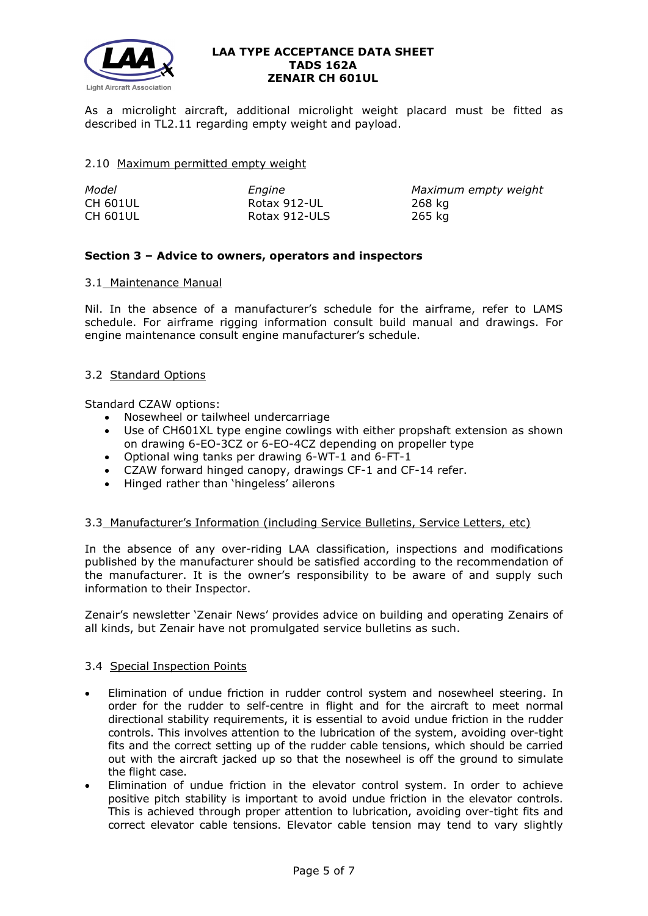As a microlight aircraft, additional microlight weight placard must be fitted as described in TL2.11 regarding empty weight and payload.

### 2.10 Maximum permitted empty weight

| *Model* | *Engine* | *Maximum empty weight* |
|---|---|---|
| CH 601UL | Rotax 912-UL | 268 kg |
| CH 601UL | Rotax 912-ULS | 265 kg |

## Section 3 – Advice to owners, operators and inspectors

### 3.1 Maintenance Manual

Nil. In the absence of a manufacturer's schedule for the airframe, refer to LAMS schedule. For airframe rigging information consult build manual and drawings. For engine maintenance consult engine manufacturer's schedule.

### 3.2 Standard Options

Standard CZAW options:

- Nosewheel or tailwheel undercarriage
- Use of CH601XL type engine cowlings with either propshaft extension as shown on drawing 6-EO-3CZ or 6-EO-4CZ depending on propeller type
- Optional wing tanks per drawing 6-WT-1 and 6-FT-1
- CZAW forward hinged canopy, drawings CF-1 and CF-14 refer.
- Hinged rather than 'hingeless' ailerons

### 3.3 Manufacturer's Information (including Service Bulletins, Service Letters, etc)

In the absence of any over-riding LAA classification, inspections and modifications published by the manufacturer should be satisfied according to the recommendation of the manufacturer. It is the owner's responsibility to be aware of and supply such information to their Inspector.

Zenair's newsletter 'Zenair News' provides advice on building and operating Zenairs of all kinds, but Zenair have not promulgated service bulletins as such.

### 3.4 Special Inspection Points

- Elimination of undue friction in rudder control system and nosewheel steering. In order for the rudder to self-centre in flight and for the aircraft to meet normal directional stability requirements, it is essential to avoid undue friction in the rudder controls. This involves attention to the lubrication of the system, avoiding over-tight fits and the correct setting up of the rudder cable tensions, which should be carried out with the aircraft jacked up so that the nosewheel is off the ground to simulate the flight case.
- Elimination of undue friction in the elevator control system. In order to achieve positive pitch stability is important to avoid undue friction in the elevator controls. This is achieved through proper attention to lubrication, avoiding over-tight fits and correct elevator cable tensions. Elevator cable tension may tend to vary slightly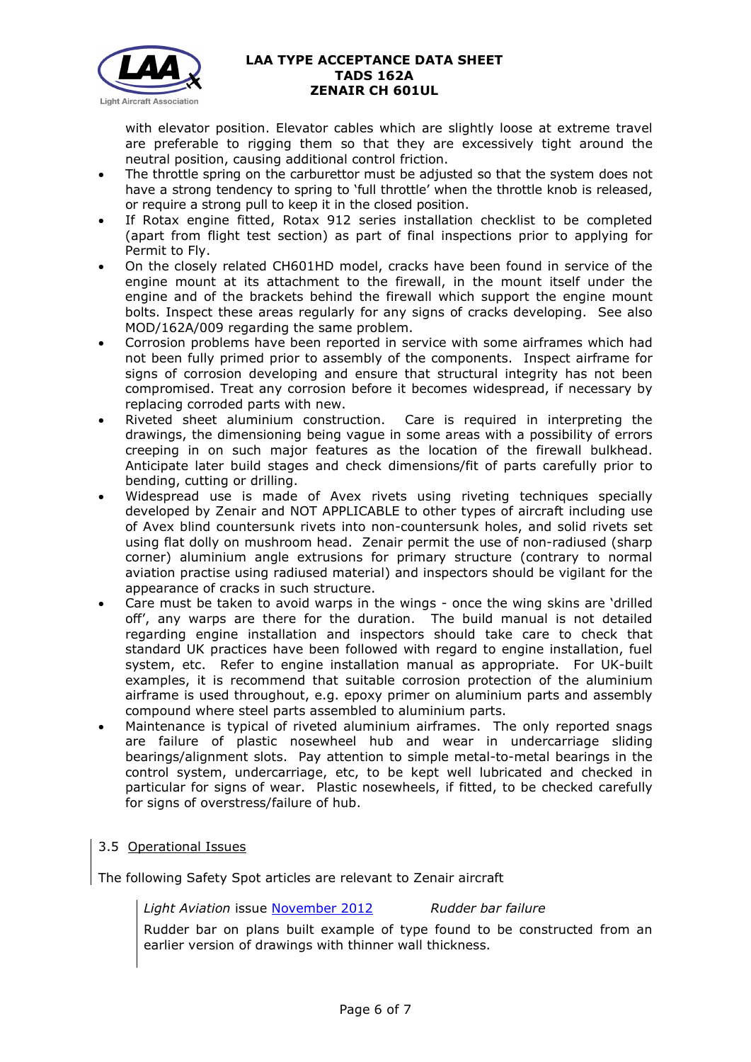with elevator position. Elevator cables which are slightly loose at extreme travel are preferable to rigging them so that they are excessively tight around the neutral position, causing additional control friction.

- The throttle spring on the carburettor must be adjusted so that the system does not have a strong tendency to spring to 'full throttle' when the throttle knob is released, or require a strong pull to keep it in the closed position.
- If Rotax engine fitted, Rotax 912 series installation checklist to be completed (apart from flight test section) as part of final inspections prior to applying for Permit to Fly.
- On the closely related CH601HD model, cracks have been found in service of the engine mount at its attachment to the firewall, in the mount itself under the engine and of the brackets behind the firewall which support the engine mount bolts. Inspect these areas regularly for any signs of cracks developing. See also MOD/162A/009 regarding the same problem.
- Corrosion problems have been reported in service with some airframes which had not been fully primed prior to assembly of the components. Inspect airframe for signs of corrosion developing and ensure that structural integrity has not been compromised. Treat any corrosion before it becomes widespread, if necessary by replacing corroded parts with new.
- Riveted sheet aluminium construction. Care is required in interpreting the drawings, the dimensioning being vague in some areas with a possibility of errors creeping in on such major features as the location of the firewall bulkhead. Anticipate later build stages and check dimensions/fit of parts carefully prior to bending, cutting or drilling.
- Widespread use is made of Avex rivets using riveting techniques specially developed by Zenair and NOT APPLICABLE to other types of aircraft including use of Avex blind countersunk rivets into non-countersunk holes, and solid rivets set using flat dolly on mushroom head. Zenair permit the use of non-radiused (sharp corner) aluminium angle extrusions for primary structure (contrary to normal aviation practise using radiused material) and inspectors should be vigilant for the appearance of cracks in such structure.
- Care must be taken to avoid warps in the wings - once the wing skins are 'drilled off', any warps are there for the duration. The build manual is not detailed regarding engine installation and inspectors should take care to check that standard UK practices have been followed with regard to engine installation, fuel system, etc. Refer to engine installation manual as appropriate. For UK-built examples, it is recommend that suitable corrosion protection of the aluminium airframe is used throughout, e.g. epoxy primer on aluminium parts and assembly compound where steel parts assembled to aluminium parts.
- Maintenance is typical of riveted aluminium airframes. The only reported snags are failure of plastic nosewheel hub and wear in undercarriage sliding bearings/alignment slots. Pay attention to simple metal-to-metal bearings in the control system, undercarriage, etc, to be kept well lubricated and checked in particular for signs of wear. Plastic nosewheels, if fitted, to be checked carefully for signs of overstress/failure of hub.

### 3.5 Operational Issues

The following Safety Spot articles are relevant to Zenair aircraft

*Light Aviation* issue November 2012 &nbsp;&nbsp;&nbsp;&nbsp; *Rudder bar failure*

Rudder bar on plans built example of type found to be constructed from an earlier version of drawings with thinner wall thickness.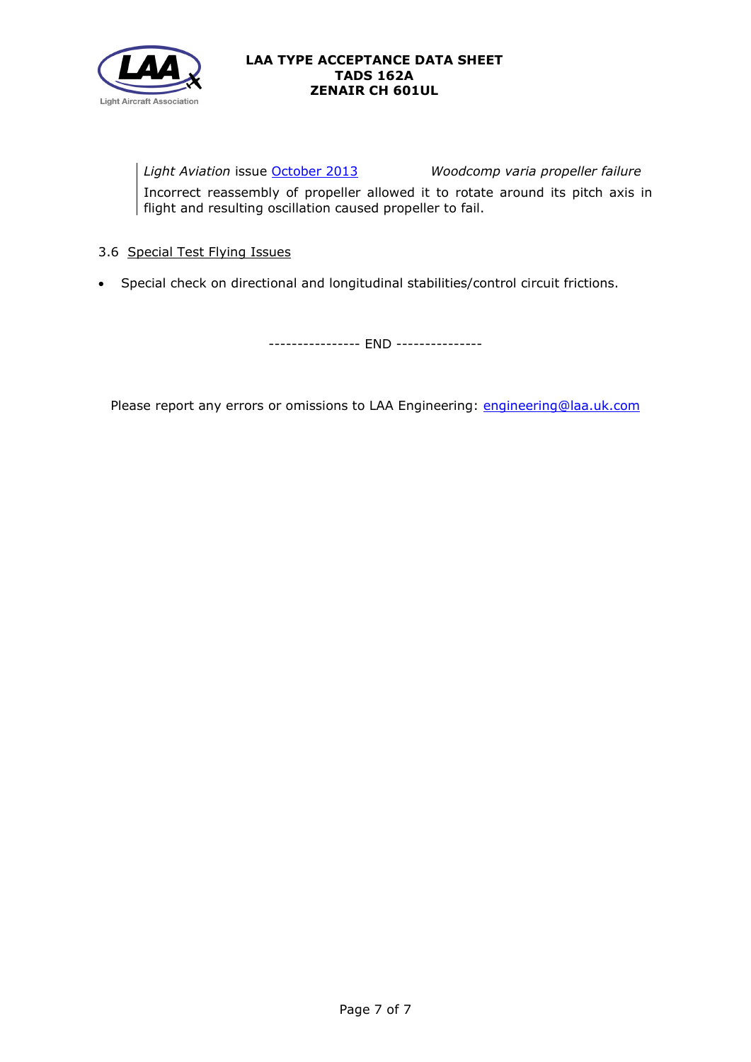*Light Aviation* issue October 2013 *Woodcomp varia propeller failure*
Incorrect reassembly of propeller allowed it to rotate around its pitch axis in flight and resulting oscillation caused propeller to fail.

3.6 Special Test Flying Issues

- Special check on directional and longitudinal stabilities/control circuit frictions.

---------------- END ---------------

Please report any errors or omissions to LAA Engineering: engineering@laa.uk.com